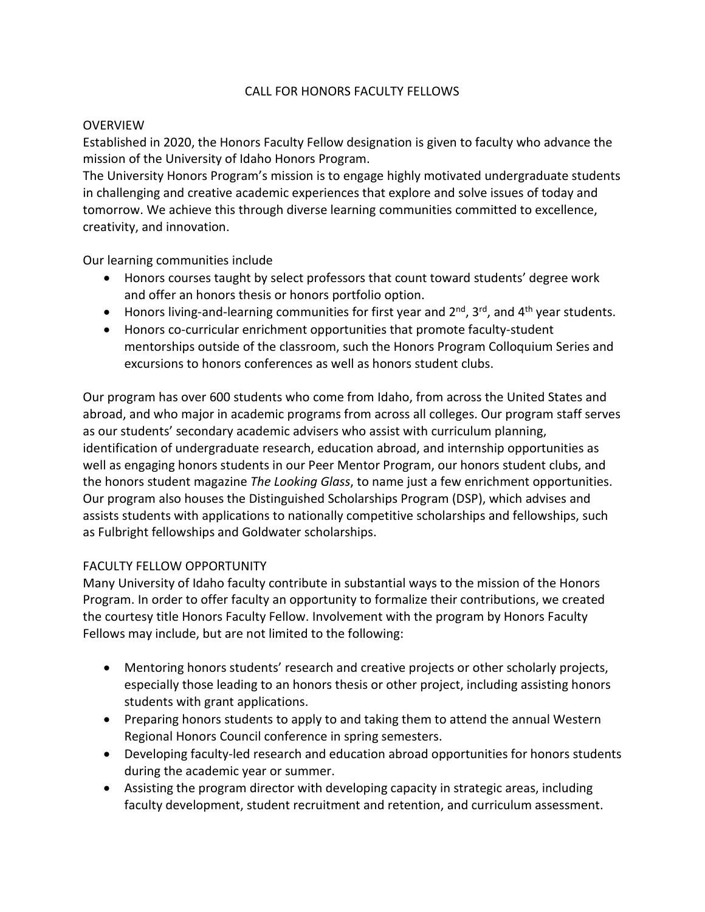# CALL FOR HONORS FACULTY FELLOWS

## OVERVIEW

Established in 2020, the Honors Faculty Fellow designation is given to faculty who advance the mission of the University of Idaho Honors Program.

The University Honors Program's mission is to engage highly motivated undergraduate students in challenging and creative academic experiences that explore and solve issues of today and tomorrow. We achieve this through diverse learning communities committed to excellence, creativity, and innovation.

Our learning communities include

- Honors courses taught by select professors that count toward students' degree work and offer an honors thesis or honors portfolio option.
- Honors living-and-learning communities for first year and 2nd, 3rd, and 4th year students.
- Honors co-curricular enrichment opportunities that promote faculty-student mentorships outside of the classroom, such the Honors Program Colloquium Series and excursions to honors conferences as well as honors student clubs.

Our program has over 600 students who come from Idaho, from across the United States and abroad, and who major in academic programs from across all colleges. Our program staff serves as our students' secondary academic advisers who assist with curriculum planning, identification of undergraduate research, education abroad, and internship opportunities as well as engaging honors students in our Peer Mentor Program, our honors student clubs, and the honors student magazine *The Looking Glass*, to name just a few enrichment opportunities. Our program also houses the Distinguished Scholarships Program (DSP), which advises and assists students with applications to nationally competitive scholarships and fellowships, such as Fulbright fellowships and Goldwater scholarships.

## FACULTY FELLOW OPPORTUNITY

Many University of Idaho faculty contribute in substantial ways to the mission of the Honors Program. In order to offer faculty an opportunity to formalize their contributions, we created the courtesy title Honors Faculty Fellow. Involvement with the program by Honors Faculty Fellows may include, but are not limited to the following:

- Mentoring honors students' research and creative projects or other scholarly projects, especially those leading to an honors thesis or other project, including assisting honors students with grant applications.
- Preparing honors students to apply to and taking them to attend the annual Western Regional Honors Council conference in spring semesters.
- Developing faculty-led research and education abroad opportunities for honors students during the academic year or summer.
- Assisting the program director with developing capacity in strategic areas, including faculty development, student recruitment and retention, and curriculum assessment.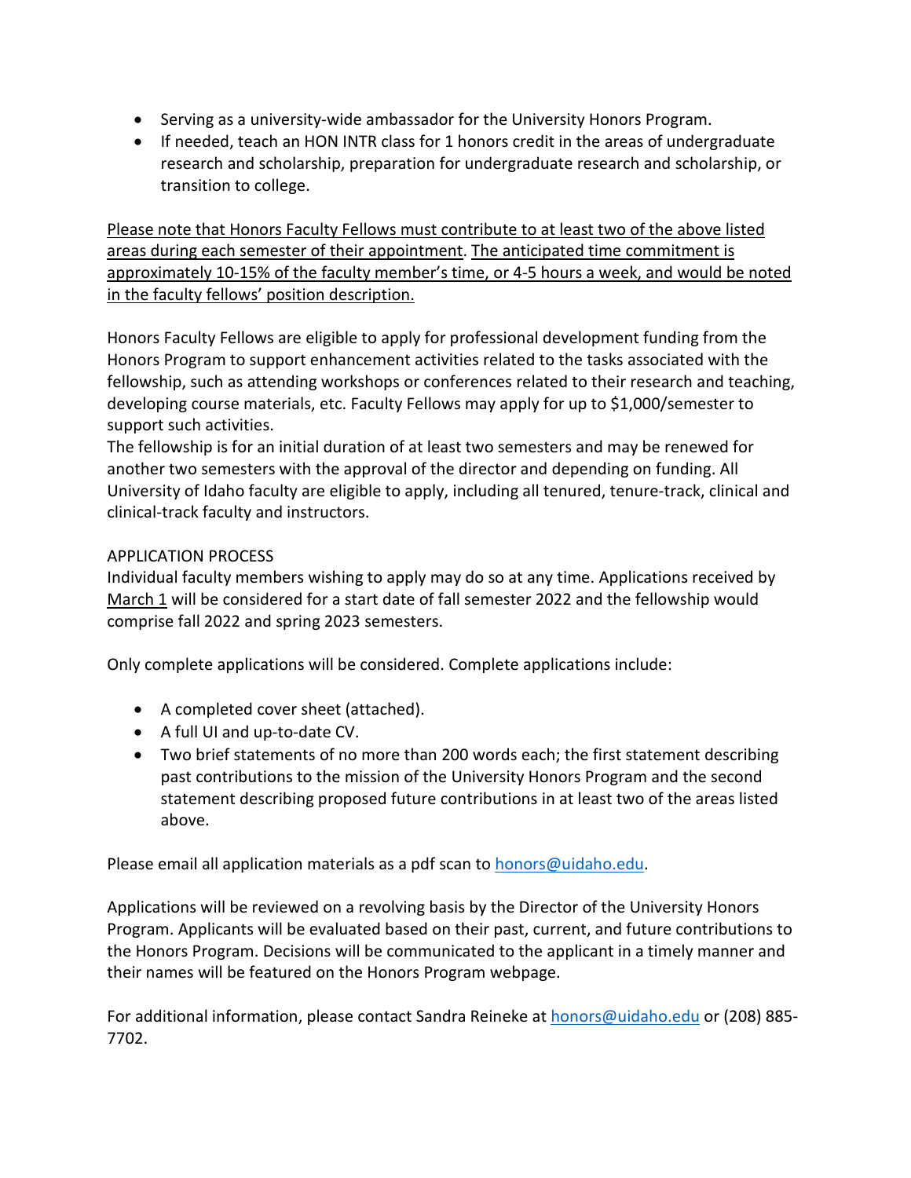- Serving as a university-wide ambassador for the University Honors Program.
- If needed, teach an HON INTR class for 1 honors credit in the areas of undergraduate research and scholarship, preparation for undergraduate research and scholarship, or transition to college.

<u>Please note that Honors Faculty Fellows must contribute to at least two of the above listed areas during each semester of their appointment</u>. <u>The anticipated time commitment is approximately 10-15% of the faculty member's time, or 4-5 hours a week, and would be noted in the faculty fellows' position description.</u>

Honors Faculty Fellows are eligible to apply for professional development funding from the Honors Program to support enhancement activities related to the tasks associated with the fellowship, such as attending workshops or conferences related to their research and teaching, developing course materials, etc. Faculty Fellows may apply for up to $1,000/semester to support such activities.

The fellowship is for an initial duration of at least two semesters and may be renewed for another two semesters with the approval of the director and depending on funding. All University of Idaho faculty are eligible to apply, including all tenured, tenure-track, clinical and clinical-track faculty and instructors.

APPLICATION PROCESS

Individual faculty members wishing to apply may do so at any time. Applications received by <u>March 1</u> will be considered for a start date of fall semester 2022 and the fellowship would comprise fall 2022 and spring 2023 semesters.

Only complete applications will be considered. Complete applications include:

- A completed cover sheet (attached).
- A full UI and up-to-date CV.
- Two brief statements of no more than 200 words each; the first statement describing past contributions to the mission of the University Honors Program and the second statement describing proposed future contributions in at least two of the areas listed above.

Please email all application materials as a pdf scan to [honors@uidaho.edu](mailto:honors@uidaho.edu).

Applications will be reviewed on a revolving basis by the Director of the University Honors Program. Applicants will be evaluated based on their past, current, and future contributions to the Honors Program. Decisions will be communicated to the applicant in a timely manner and their names will be featured on the Honors Program webpage.

For additional information, please contact Sandra Reineke at [honors@uidaho.edu](mailto:honors@uidaho.edu) or (208) 885-7702.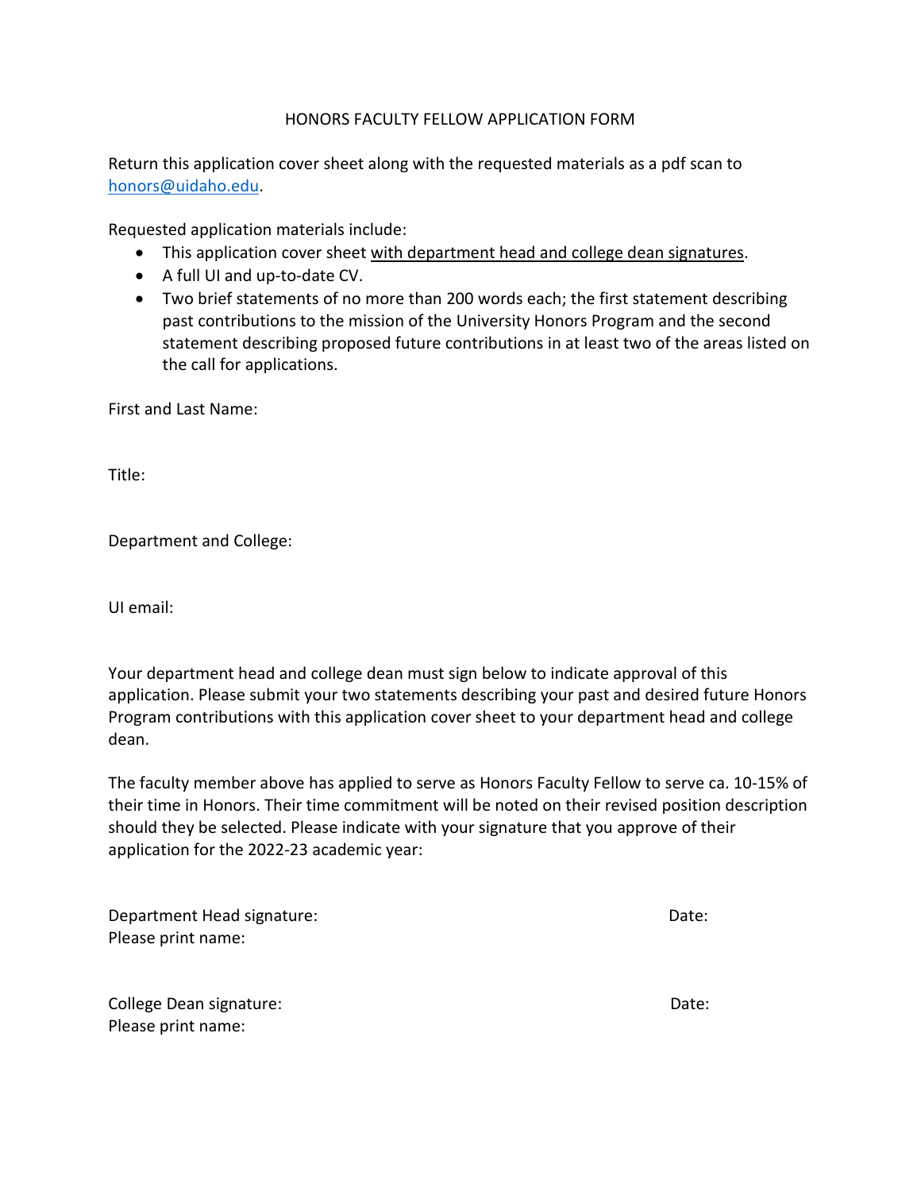# HONORS FACULTY FELLOW APPLICATION FORM

Return this application cover sheet along with the requested materials as a pdf scan to honors@uidaho.edu.

Requested application materials include:

- This application cover sheet with department head and college dean signatures.
- A full UI and up-to-date CV.
- Two brief statements of no more than 200 words each; the first statement describing past contributions to the mission of the University Honors Program and the second statement describing proposed future contributions in at least two of the areas listed on the call for applications.

First and Last Name:

Title:

Department and College:

UI email:

Your department head and college dean must sign below to indicate approval of this application. Please submit your two statements describing your past and desired future Honors Program contributions with this application cover sheet to your department head and college dean.

The faculty member above has applied to serve as Honors Faculty Fellow to serve ca. 10-15% of their time in Honors. Their time commitment will be noted on their revised position description should they be selected. Please indicate with your signature that you approve of their application for the 2022-23 academic year:

Department Head signature: Date:
Please print name:

College Dean signature: Date:
Please print name: